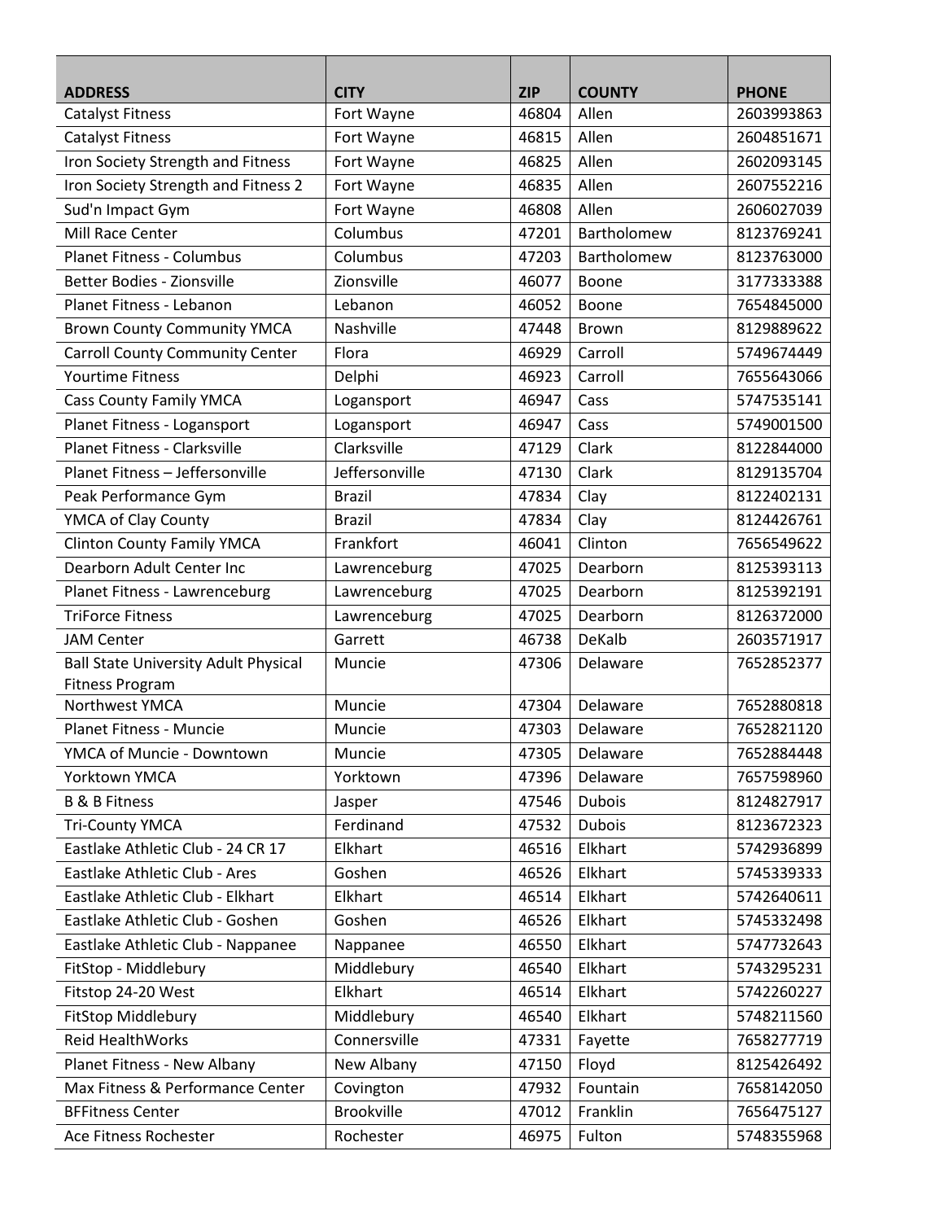| ADDRESS | CITY | ZIP | COUNTY | PHONE |
| --- | --- | --- | --- | --- |
| Catalyst Fitness | Fort Wayne | 46804 | Allen | 2603993863 |
| Catalyst Fitness | Fort Wayne | 46815 | Allen | 2604851671 |
| Iron Society Strength and Fitness | Fort Wayne | 46825 | Allen | 2602093145 |
| Iron Society Strength and Fitness 2 | Fort Wayne | 46835 | Allen | 2607552216 |
| Sud'n Impact Gym | Fort Wayne | 46808 | Allen | 2606027039 |
| Mill Race Center | Columbus | 47201 | Bartholomew | 8123769241 |
| Planet Fitness - Columbus | Columbus | 47203 | Bartholomew | 8123763000 |
| Better Bodies - Zionsville | Zionsville | 46077 | Boone | 3177333388 |
| Planet Fitness - Lebanon | Lebanon | 46052 | Boone | 7654845000 |
| Brown County Community YMCA | Nashville | 47448 | Brown | 8129889622 |
| Carroll County Community Center | Flora | 46929 | Carroll | 5749674449 |
| Yourtime Fitness | Delphi | 46923 | Carroll | 7655643066 |
| Cass County Family YMCA | Logansport | 46947 | Cass | 5747535141 |
| Planet Fitness - Logansport | Logansport | 46947 | Cass | 5749001500 |
| Planet Fitness - Clarksville | Clarksville | 47129 | Clark | 8122844000 |
| Planet Fitness – Jeffersonville | Jeffersonville | 47130 | Clark | 8129135704 |
| Peak Performance Gym | Brazil | 47834 | Clay | 8122402131 |
| YMCA of Clay County | Brazil | 47834 | Clay | 8124426761 |
| Clinton County Family YMCA | Frankfort | 46041 | Clinton | 7656549622 |
| Dearborn Adult Center Inc | Lawrenceburg | 47025 | Dearborn | 8125393113 |
| Planet Fitness - Lawrenceburg | Lawrenceburg | 47025 | Dearborn | 8125392191 |
| TriForce Fitness | Lawrenceburg | 47025 | Dearborn | 8126372000 |
| JAM Center | Garrett | 46738 | DeKalb | 2603571917 |
| Ball State University Adult Physical Fitness Program | Muncie | 47306 | Delaware | 7652852377 |
| Northwest YMCA | Muncie | 47304 | Delaware | 7652880818 |
| Planet Fitness - Muncie | Muncie | 47303 | Delaware | 7652821120 |
| YMCA of Muncie - Downtown | Muncie | 47305 | Delaware | 7652884448 |
| Yorktown YMCA | Yorktown | 47396 | Delaware | 7657598960 |
| B & B Fitness | Jasper | 47546 | Dubois | 8124827917 |
| Tri-County YMCA | Ferdinand | 47532 | Dubois | 8123672323 |
| Eastlake Athletic Club - 24 CR 17 | Elkhart | 46516 | Elkhart | 5742936899 |
| Eastlake Athletic Club - Ares | Goshen | 46526 | Elkhart | 5745339333 |
| Eastlake Athletic Club - Elkhart | Elkhart | 46514 | Elkhart | 5742640611 |
| Eastlake Athletic Club - Goshen | Goshen | 46526 | Elkhart | 5745332498 |
| Eastlake Athletic Club - Nappanee | Nappanee | 46550 | Elkhart | 5747732643 |
| FitStop - Middlebury | Middlebury | 46540 | Elkhart | 5743295231 |
| Fitstop 24-20 West | Elkhart | 46514 | Elkhart | 5742260227 |
| FitStop Middlebury | Middlebury | 46540 | Elkhart | 5748211560 |
| Reid HealthWorks | Connersville | 47331 | Fayette | 7658277719 |
| Planet Fitness - New Albany | New Albany | 47150 | Floyd | 8125426492 |
| Max Fitness & Performance Center | Covington | 47932 | Fountain | 7658142050 |
| BFFitness Center | Brookville | 47012 | Franklin | 7656475127 |
| Ace Fitness Rochester | Rochester | 46975 | Fulton | 5748355968 |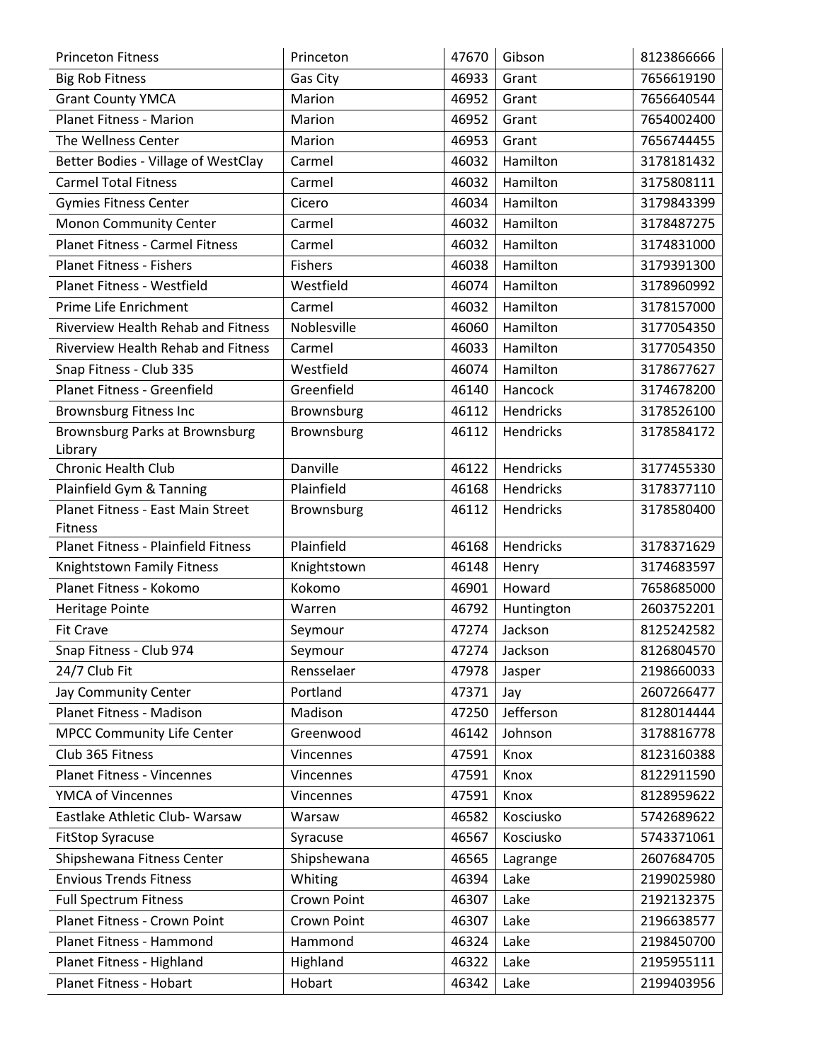| Princeton Fitness | Princeton | 47670 | Gibson | 8123866666 |
|---|---|---|---|---|
| Big Rob Fitness | Gas City | 46933 | Grant | 7656619190 |
| Grant County YMCA | Marion | 46952 | Grant | 7656640544 |
| Planet Fitness - Marion | Marion | 46952 | Grant | 7654002400 |
| The Wellness Center | Marion | 46953 | Grant | 7656744455 |
| Better Bodies - Village of WestClay | Carmel | 46032 | Hamilton | 3178181432 |
| Carmel Total Fitness | Carmel | 46032 | Hamilton | 3175808111 |
| Gymies Fitness Center | Cicero | 46034 | Hamilton | 3179843399 |
| Monon Community Center | Carmel | 46032 | Hamilton | 3178487275 |
| Planet Fitness - Carmel Fitness | Carmel | 46032 | Hamilton | 3174831000 |
| Planet Fitness - Fishers | Fishers | 46038 | Hamilton | 3179391300 |
| Planet Fitness - Westfield | Westfield | 46074 | Hamilton | 3178960992 |
| Prime Life Enrichment | Carmel | 46032 | Hamilton | 3178157000 |
| Riverview Health Rehab and Fitness | Noblesville | 46060 | Hamilton | 3177054350 |
| Riverview Health Rehab and Fitness | Carmel | 46033 | Hamilton | 3177054350 |
| Snap Fitness - Club 335 | Westfield | 46074 | Hamilton | 3178677627 |
| Planet Fitness - Greenfield | Greenfield | 46140 | Hancock | 3174678200 |
| Brownsburg Fitness Inc | Brownsburg | 46112 | Hendricks | 3178526100 |
| Brownsburg Parks at Brownsburg Library | Brownsburg | 46112 | Hendricks | 3178584172 |
| Chronic Health Club | Danville | 46122 | Hendricks | 3177455330 |
| Plainfield Gym & Tanning | Plainfield | 46168 | Hendricks | 3178377110 |
| Planet Fitness - East Main Street Fitness | Brownsburg | 46112 | Hendricks | 3178580400 |
| Planet Fitness - Plainfield Fitness | Plainfield | 46168 | Hendricks | 3178371629 |
| Knightstown Family Fitness | Knightstown | 46148 | Henry | 3174683597 |
| Planet Fitness - Kokomo | Kokomo | 46901 | Howard | 7658685000 |
| Heritage Pointe | Warren | 46792 | Huntington | 2603752201 |
| Fit Crave | Seymour | 47274 | Jackson | 8125242582 |
| Snap Fitness - Club 974 | Seymour | 47274 | Jackson | 8126804570 |
| 24/7 Club Fit | Rensselaer | 47978 | Jasper | 2198660033 |
| Jay Community Center | Portland | 47371 | Jay | 2607266477 |
| Planet Fitness - Madison | Madison | 47250 | Jefferson | 8128014444 |
| MPCC Community Life Center | Greenwood | 46142 | Johnson | 3178816778 |
| Club 365 Fitness | Vincennes | 47591 | Knox | 8123160388 |
| Planet Fitness - Vincennes | Vincennes | 47591 | Knox | 8122911590 |
| YMCA of Vincennes | Vincennes | 47591 | Knox | 8128959622 |
| Eastlake Athletic Club- Warsaw | Warsaw | 46582 | Kosciusko | 5742689622 |
| FitStop Syracuse | Syracuse | 46567 | Kosciusko | 5743371061 |
| Shipshewana Fitness Center | Shipshewana | 46565 | Lagrange | 2607684705 |
| Envious Trends Fitness | Whiting | 46394 | Lake | 2199025980 |
| Full Spectrum Fitness | Crown Point | 46307 | Lake | 2192132375 |
| Planet Fitness - Crown Point | Crown Point | 46307 | Lake | 2196638577 |
| Planet Fitness - Hammond | Hammond | 46324 | Lake | 2198450700 |
| Planet Fitness - Highland | Highland | 46322 | Lake | 2195955111 |
| Planet Fitness - Hobart | Hobart | 46342 | Lake | 2199403956 |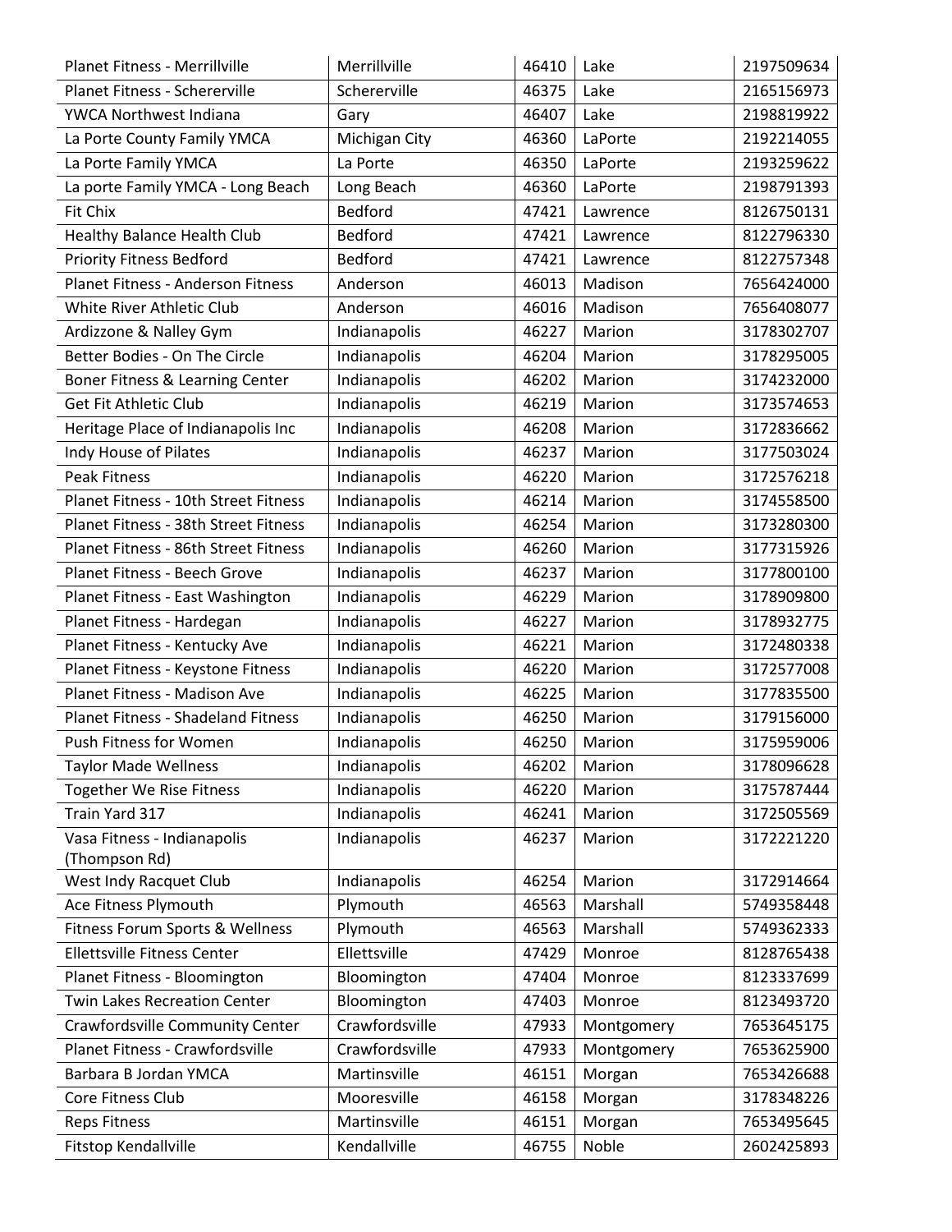| | | | | |
|---|---|---|---|---|
| Planet Fitness - Merrillville | Merrillville | 46410 | Lake | 2197509634 |
| Planet Fitness - Schererville | Schererville | 46375 | Lake | 2165156973 |
| YWCA Northwest Indiana | Gary | 46407 | Lake | 2198819922 |
| La Porte County Family YMCA | Michigan City | 46360 | LaPorte | 2192214055 |
| La Porte Family YMCA | La Porte | 46350 | LaPorte | 2193259622 |
| La porte Family YMCA - Long Beach | Long Beach | 46360 | LaPorte | 2198791393 |
| Fit Chix | Bedford | 47421 | Lawrence | 8126750131 |
| Healthy Balance Health Club | Bedford | 47421 | Lawrence | 8122796330 |
| Priority Fitness Bedford | Bedford | 47421 | Lawrence | 8122757348 |
| Planet Fitness - Anderson Fitness | Anderson | 46013 | Madison | 7656424000 |
| White River Athletic Club | Anderson | 46016 | Madison | 7656408077 |
| Ardizzone & Nalley Gym | Indianapolis | 46227 | Marion | 3178302707 |
| Better Bodies - On The Circle | Indianapolis | 46204 | Marion | 3178295005 |
| Boner Fitness & Learning Center | Indianapolis | 46202 | Marion | 3174232000 |
| Get Fit Athletic Club | Indianapolis | 46219 | Marion | 3173574653 |
| Heritage Place of Indianapolis Inc | Indianapolis | 46208 | Marion | 3172836662 |
| Indy House of Pilates | Indianapolis | 46237 | Marion | 3177503024 |
| Peak Fitness | Indianapolis | 46220 | Marion | 3172576218 |
| Planet Fitness - 10th Street Fitness | Indianapolis | 46214 | Marion | 3174558500 |
| Planet Fitness - 38th Street Fitness | Indianapolis | 46254 | Marion | 3173280300 |
| Planet Fitness - 86th Street Fitness | Indianapolis | 46260 | Marion | 3177315926 |
| Planet Fitness - Beech Grove | Indianapolis | 46237 | Marion | 3177800100 |
| Planet Fitness - East Washington | Indianapolis | 46229 | Marion | 3178909800 |
| Planet Fitness - Hardegan | Indianapolis | 46227 | Marion | 3178932775 |
| Planet Fitness - Kentucky Ave | Indianapolis | 46221 | Marion | 3172480338 |
| Planet Fitness - Keystone Fitness | Indianapolis | 46220 | Marion | 3172577008 |
| Planet Fitness - Madison Ave | Indianapolis | 46225 | Marion | 3177835500 |
| Planet Fitness - Shadeland Fitness | Indianapolis | 46250 | Marion | 3179156000 |
| Push Fitness for Women | Indianapolis | 46250 | Marion | 3175959006 |
| Taylor Made Wellness | Indianapolis | 46202 | Marion | 3178096628 |
| Together We Rise Fitness | Indianapolis | 46220 | Marion | 3175787444 |
| Train Yard 317 | Indianapolis | 46241 | Marion | 3172505569 |
| Vasa Fitness - Indianapolis (Thompson Rd) | Indianapolis | 46237 | Marion | 3172221220 |
| West Indy Racquet Club | Indianapolis | 46254 | Marion | 3172914664 |
| Ace Fitness Plymouth | Plymouth | 46563 | Marshall | 5749358448 |
| Fitness Forum Sports & Wellness | Plymouth | 46563 | Marshall | 5749362333 |
| Ellettsville Fitness Center | Ellettsville | 47429 | Monroe | 8128765438 |
| Planet Fitness - Bloomington | Bloomington | 47404 | Monroe | 8123337699 |
| Twin Lakes Recreation Center | Bloomington | 47403 | Monroe | 8123493720 |
| Crawfordsville Community Center | Crawfordsville | 47933 | Montgomery | 7653645175 |
| Planet Fitness - Crawfordsville | Crawfordsville | 47933 | Montgomery | 7653625900 |
| Barbara B Jordan YMCA | Martinsville | 46151 | Morgan | 7653426688 |
| Core Fitness Club | Mooresville | 46158 | Morgan | 3178348226 |
| Reps Fitness | Martinsville | 46151 | Morgan | 7653495645 |
| Fitstop Kendallville | Kendallville | 46755 | Noble | 2602425893 |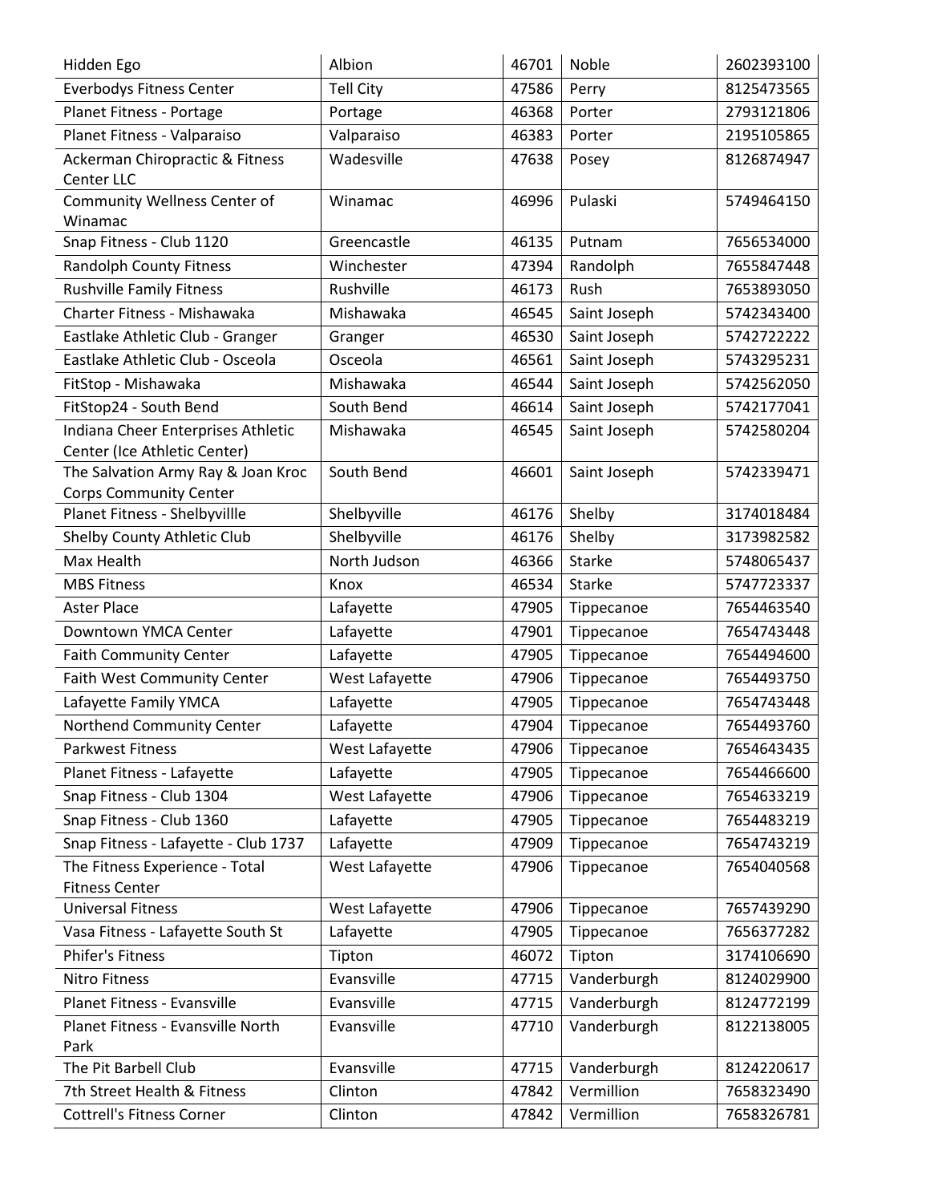| Hidden Ego | Albion | 46701 | Noble | 2602393100 |
|---|---|---|---|---|
| Everbodys Fitness Center | Tell City | 47586 | Perry | 8125473565 |
| Planet Fitness - Portage | Portage | 46368 | Porter | 2793121806 |
| Planet Fitness - Valparaiso | Valparaiso | 46383 | Porter | 2195105865 |
| Ackerman Chiropractic & Fitness Center LLC | Wadesville | 47638 | Posey | 8126874947 |
| Community Wellness Center of Winamac | Winamac | 46996 | Pulaski | 5749464150 |
| Snap Fitness - Club 1120 | Greencastle | 46135 | Putnam | 7656534000 |
| Randolph County Fitness | Winchester | 47394 | Randolph | 7655847448 |
| Rushville Family Fitness | Rushville | 46173 | Rush | 7653893050 |
| Charter Fitness - Mishawaka | Mishawaka | 46545 | Saint Joseph | 5742343400 |
| Eastlake Athletic Club - Granger | Granger | 46530 | Saint Joseph | 5742722222 |
| Eastlake Athletic Club - Osceola | Osceola | 46561 | Saint Joseph | 5743295231 |
| FitStop - Mishawaka | Mishawaka | 46544 | Saint Joseph | 5742562050 |
| FitStop24 - South Bend | South Bend | 46614 | Saint Joseph | 5742177041 |
| Indiana Cheer Enterprises Athletic Center (Ice Athletic Center) | Mishawaka | 46545 | Saint Joseph | 5742580204 |
| The Salvation Army Ray & Joan Kroc Corps Community Center | South Bend | 46601 | Saint Joseph | 5742339471 |
| Planet Fitness - Shelbyvillle | Shelbyville | 46176 | Shelby | 3174018484 |
| Shelby County Athletic Club | Shelbyville | 46176 | Shelby | 3173982582 |
| Max Health | North Judson | 46366 | Starke | 5748065437 |
| MBS Fitness | Knox | 46534 | Starke | 5747723337 |
| Aster Place | Lafayette | 47905 | Tippecanoe | 7654463540 |
| Downtown YMCA Center | Lafayette | 47901 | Tippecanoe | 7654743448 |
| Faith Community Center | Lafayette | 47905 | Tippecanoe | 7654494600 |
| Faith West Community Center | West Lafayette | 47906 | Tippecanoe | 7654493750 |
| Lafayette Family YMCA | Lafayette | 47905 | Tippecanoe | 7654743448 |
| Northend Community Center | Lafayette | 47904 | Tippecanoe | 7654493760 |
| Parkwest Fitness | West Lafayette | 47906 | Tippecanoe | 7654643435 |
| Planet Fitness - Lafayette | Lafayette | 47905 | Tippecanoe | 7654466600 |
| Snap Fitness - Club 1304 | West Lafayette | 47906 | Tippecanoe | 7654633219 |
| Snap Fitness - Club 1360 | Lafayette | 47905 | Tippecanoe | 7654483219 |
| Snap Fitness - Lafayette - Club 1737 | Lafayette | 47909 | Tippecanoe | 7654743219 |
| The Fitness Experience - Total Fitness Center | West Lafayette | 47906 | Tippecanoe | 7654040568 |
| Universal Fitness | West Lafayette | 47906 | Tippecanoe | 7657439290 |
| Vasa Fitness - Lafayette South St | Lafayette | 47905 | Tippecanoe | 7656377282 |
| Phifer's Fitness | Tipton | 46072 | Tipton | 3174106690 |
| Nitro Fitness | Evansville | 47715 | Vanderburgh | 8124029900 |
| Planet Fitness - Evansville | Evansville | 47715 | Vanderburgh | 8124772199 |
| Planet Fitness - Evansville North Park | Evansville | 47710 | Vanderburgh | 8122138005 |
| The Pit Barbell Club | Evansville | 47715 | Vanderburgh | 8124220617 |
| 7th Street Health & Fitness | Clinton | 47842 | Vermillion | 7658323490 |
| Cottrell's Fitness Corner | Clinton | 47842 | Vermillion | 7658326781 |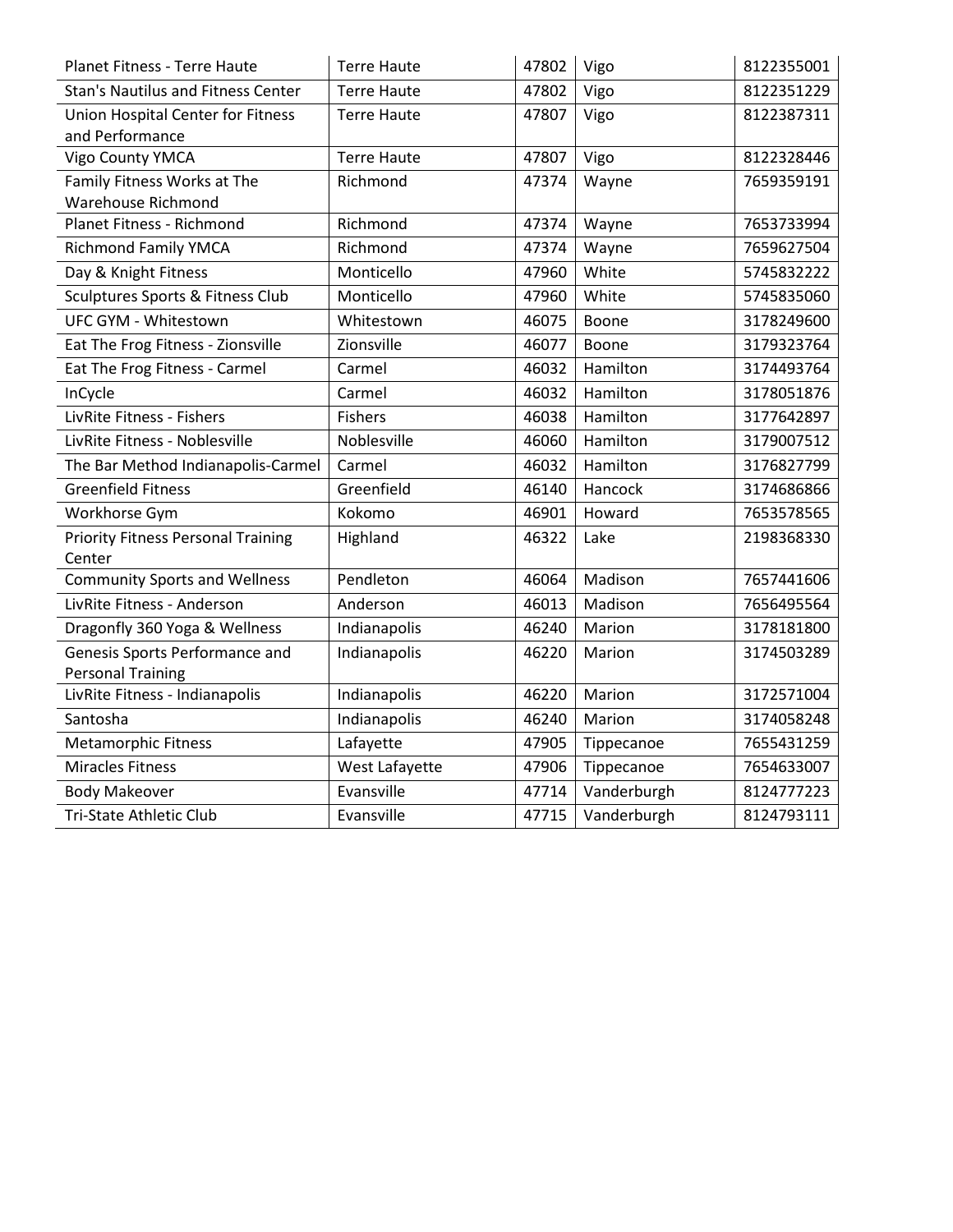| | | | | |
|---|---|---|---|---|
| Planet Fitness - Terre Haute | Terre Haute | 47802 | Vigo | 8122355001 |
| Stan's Nautilus and Fitness Center | Terre Haute | 47802 | Vigo | 8122351229 |
| Union Hospital Center for Fitness and Performance | Terre Haute | 47807 | Vigo | 8122387311 |
| Vigo County YMCA | Terre Haute | 47807 | Vigo | 8122328446 |
| Family Fitness Works at The Warehouse Richmond | Richmond | 47374 | Wayne | 7659359191 |
| Planet Fitness - Richmond | Richmond | 47374 | Wayne | 7653733994 |
| Richmond Family YMCA | Richmond | 47374 | Wayne | 7659627504 |
| Day & Knight Fitness | Monticello | 47960 | White | 5745832222 |
| Sculptures Sports & Fitness Club | Monticello | 47960 | White | 5745835060 |
| UFC GYM - Whitestown | Whitestown | 46075 | Boone | 3178249600 |
| Eat The Frog Fitness - Zionsville | Zionsville | 46077 | Boone | 3179323764 |
| Eat The Frog Fitness - Carmel | Carmel | 46032 | Hamilton | 3174493764 |
| InCycle | Carmel | 46032 | Hamilton | 3178051876 |
| LivRite Fitness - Fishers | Fishers | 46038 | Hamilton | 3177642897 |
| LivRite Fitness - Noblesville | Noblesville | 46060 | Hamilton | 3179007512 |
| The Bar Method Indianapolis-Carmel | Carmel | 46032 | Hamilton | 3176827799 |
| Greenfield Fitness | Greenfield | 46140 | Hancock | 3174686866 |
| Workhorse Gym | Kokomo | 46901 | Howard | 7653578565 |
| Priority Fitness Personal Training Center | Highland | 46322 | Lake | 2198368330 |
| Community Sports and Wellness | Pendleton | 46064 | Madison | 7657441606 |
| LivRite Fitness - Anderson | Anderson | 46013 | Madison | 7656495564 |
| Dragonfly 360 Yoga & Wellness | Indianapolis | 46240 | Marion | 3178181800 |
| Genesis Sports Performance and Personal Training | Indianapolis | 46220 | Marion | 3174503289 |
| LivRite Fitness - Indianapolis | Indianapolis | 46220 | Marion | 3172571004 |
| Santosha | Indianapolis | 46240 | Marion | 3174058248 |
| Metamorphic Fitness | Lafayette | 47905 | Tippecanoe | 7655431259 |
| Miracles Fitness | West Lafayette | 47906 | Tippecanoe | 7654633007 |
| Body Makeover | Evansville | 47714 | Vanderburgh | 8124777223 |
| Tri-State Athletic Club | Evansville | 47715 | Vanderburgh | 8124793111 |